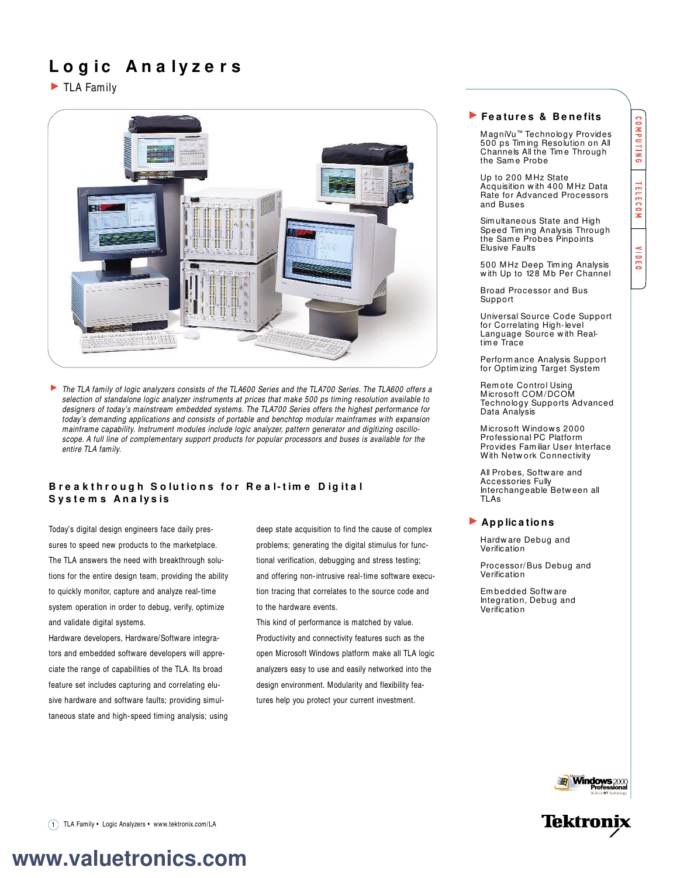# Logic Analyzers

▶ TLA Family

▶ *The TLA family of logic analyzers consists of the TLA600 Series and the TLA700 Series. The TLA600 offers a selection of standalone logic analyzer instruments at prices that make 500 ps timing resolution available to designers of today's mainstream embedded systems. The TLA700 Series offers the highest performance for today's demanding applications and consists of portable and benchtop modular mainframes with expansion mainframe capability. Instrument modules include logic analyzer, pattern generator and digitizing oscilloscope. A full line of complementary support products for popular processors and buses is available for the entire TLA family.*

## Breakthrough Solutions for Real-time Digital Systems Analysis

Today's digital design engineers face daily pressures to speed new products to the marketplace. The TLA answers the need with breakthrough solutions for the entire design team, providing the ability to quickly monitor, capture and analyze real-time system operation in order to debug, verify, optimize and validate digital systems.

Hardware developers, Hardware/Software integrators and embedded software developers will appreciate the range of capabilities of the TLA. Its broad feature set includes capturing and correlating elusive hardware and software faults; providing simultaneous state and high-speed timing analysis; using deep state acquisition to find the cause of complex problems; generating the digital stimulus for functional verification, debugging and stress testing; and offering non-intrusive real-time software execution tracing that correlates to the source code and to the hardware events.

This kind of performance is matched by value. Productivity and connectivity features such as the open Microsoft Windows platform make all TLA logic analyzers easy to use and easily networked into the design environment. Modularity and flexibility features help you protect your current investment.

## ▶ Features & Benefits

- MagniVu™ Technology Provides 500 ps Timing Resolution on All Channels All the Time Through the Same Probe
- Up to 200 MHz State Acquisition with 400 MHz Data Rate for Advanced Processors and Buses
- Simultaneous State and High Speed Timing Analysis Through the Same Probes Pinpoints Elusive Faults
- 500 MHz Deep Timing Analysis with Up to 128 Mb Per Channel
- Broad Processor and Bus Support
- Universal Source Code Support for Correlating High-level Language Source with Real-time Trace
- Performance Analysis Support for Optimizing Target System
- Remote Control Using Microsoft COM/DCOM Technology Supports Advanced Data Analysis
- Microsoft Windows 2000 Professional PC Platform Provides Familiar User Interface With Network Connectivity
- All Probes, Software and Accessories Fully Interchangeable Between all TLAs

## ▶ Applications

- Hardware Debug and Verification
- Processor/Bus Debug and Verification
- Embedded Software Integration, Debug and Verification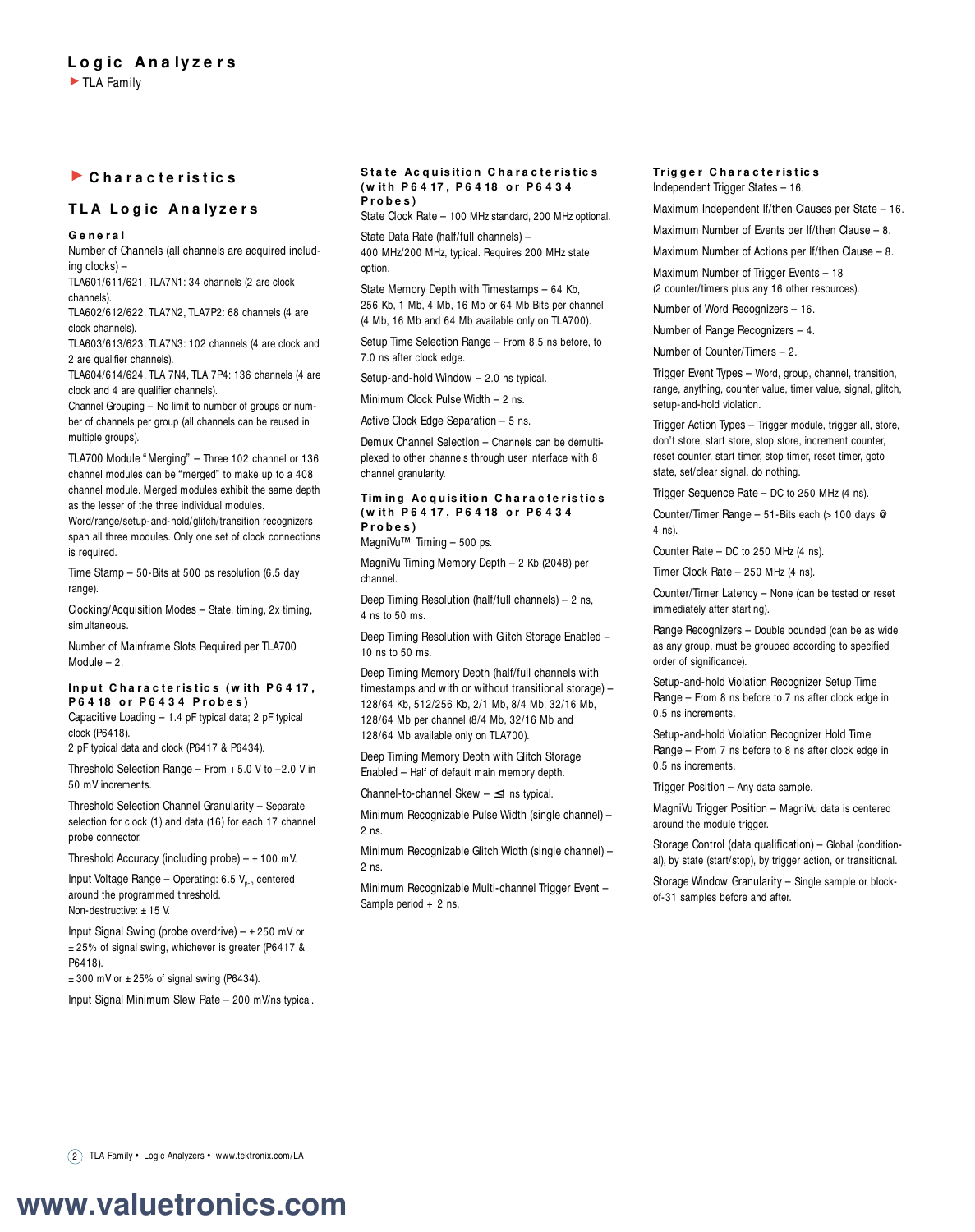## Characteristics

### TLA Logic Analyzers

#### General

Number of Channels (all channels are acquired including clocks) –
TLA601/611/621, TLA7N1: 34 channels (2 are clock channels).
TLA602/612/622, TLA7N2, TLA7P2: 68 channels (4 are clock channels).
TLA603/613/623, TLA7N3: 102 channels (4 are clock and 2 are qualifier channels).
TLA604/614/624, TLA 7N4, TLA 7P4: 136 channels (4 are clock and 4 are qualifier channels).
Channel Grouping – No limit to number of groups or number of channels per group (all channels can be reused in multiple groups).

TLA700 Module "Merging" – Three 102 channel or 136 channel modules can be "merged" to make up to a 408 channel module. Merged modules exhibit the same depth as the lesser of the three individual modules. Word/range/setup-and-hold/glitch/transition recognizers span all three modules. Only one set of clock connections is required.

Time Stamp – 50-Bits at 500 ps resolution (6.5 day range).

Clocking/Acquisition Modes – State, timing, 2x timing, simultaneous.

Number of Mainframe Slots Required per TLA700 Module – 2.

#### Input Characteristics (with P6417, P6418 or P6434 Probes)

Capacitive Loading – 1.4 pF typical data; 2 pF typical clock (P6418).
2 pF typical data and clock (P6417 & P6434).

Threshold Selection Range – From +5.0 V to –2.0 V in 50 mV increments.

Threshold Selection Channel Granularity – Separate selection for clock (1) and data (16) for each 17 channel probe connector.

Threshold Accuracy (including probe) – ± 100 mV.

Input Voltage Range – Operating: 6.5 $V_{p-p}$ centered around the programmed threshold.
Non-destructive: ± 15 V.

Input Signal Swing (probe overdrive) – ± 250 mV or ± 25% of signal swing, whichever is greater (P6417 & P6418).
± 300 mV or ± 25% of signal swing (P6434).

Input Signal Minimum Slew Rate – 200 mV/ns typical.

#### State Acquisition Characteristics (with P6417, P6418 or P6434 Probes)

State Clock Rate – 100 MHz standard, 200 MHz optional.

State Data Rate (half/full channels) – 400 MHz/200 MHz, typical. Requires 200 MHz state option.

State Memory Depth with Timestamps – 64 Kb, 256 Kb, 1 Mb, 4 Mb, 16 Mb or 64 Mb Bits per channel (4 Mb, 16 Mb and 64 Mb available only on TLA700).

Setup Time Selection Range – From 8.5 ns before, to 7.0 ns after clock edge.

Setup-and-hold Window – 2.0 ns typical.

Minimum Clock Pulse Width – 2 ns.

Active Clock Edge Separation – 5 ns.

Demux Channel Selection – Channels can be demultiplexed to other channels through user interface with 8 channel granularity.

#### Timing Acquisition Characteristics (with P6417, P6418 or P6434 Probes)

MagniVu™ Timing – 500 ps.

MagniVu Timing Memory Depth – 2 Kb (2048) per channel.

Deep Timing Resolution (half/full channels) – 2 ns, 4 ns to 50 ms.

Deep Timing Resolution with Glitch Storage Enabled – 10 ns to 50 ms.

Deep Timing Memory Depth (half/full channels with timestamps and with or without transitional storage) – 128/64 Kb, 512/256 Kb, 2/1 Mb, 8/4 Mb, 32/16 Mb, 128/64 Mb per channel (8/4 Mb, 32/16 Mb and 128/64 Mb available only on TLA700).

Deep Timing Memory Depth with Glitch Storage Enabled – Half of default main memory depth.

Channel-to-channel Skew – ≤1 ns typical.

Minimum Recognizable Pulse Width (single channel) – 2 ns.

Minimum Recognizable Glitch Width (single channel) – 2 ns.

Minimum Recognizable Multi-channel Trigger Event – Sample period + 2 ns.

#### Trigger Characteristics

Independent Trigger States – 16.

Maximum Independent If/then Clauses per State – 16.

Maximum Number of Events per If/then Clause – 8.

Maximum Number of Actions per If/then Clause – 8.

Maximum Number of Trigger Events – 18 (2 counter/timers plus any 16 other resources).

Number of Word Recognizers – 16.

Number of Range Recognizers – 4.

Number of Counter/Timers – 2.

Trigger Event Types – Word, group, channel, transition, range, anything, counter value, timer value, signal, glitch, setup-and-hold violation.

Trigger Action Types – Trigger module, trigger all, store, don't store, start store, stop store, increment counter, reset counter, start timer, stop timer, reset timer, goto state, set/clear signal, do nothing.

Trigger Sequence Rate – DC to 250 MHz (4 ns).

Counter/Timer Range – 51-Bits each (>100 days @ 4 ns).

Counter Rate – DC to 250 MHz (4 ns).

Timer Clock Rate – 250 MHz (4 ns).

Counter/Timer Latency – None (can be tested or reset immediately after starting).

Range Recognizers – Double bounded (can be as wide as any group, must be grouped according to specified order of significance).

Setup-and-hold Violation Recognizer Setup Time Range – From 8 ns before to 7 ns after clock edge in 0.5 ns increments.

Setup-and-hold Violation Recognizer Hold Time Range – From 7 ns before to 8 ns after clock edge in 0.5 ns increments.

Trigger Position – Any data sample.

MagniVu Trigger Position – MagniVu data is centered around the module trigger.

Storage Control (data qualification) – Global (conditional), by state (start/stop), by trigger action, or transitional.

Storage Window Granularity – Single sample or block-of-31 samples before and after.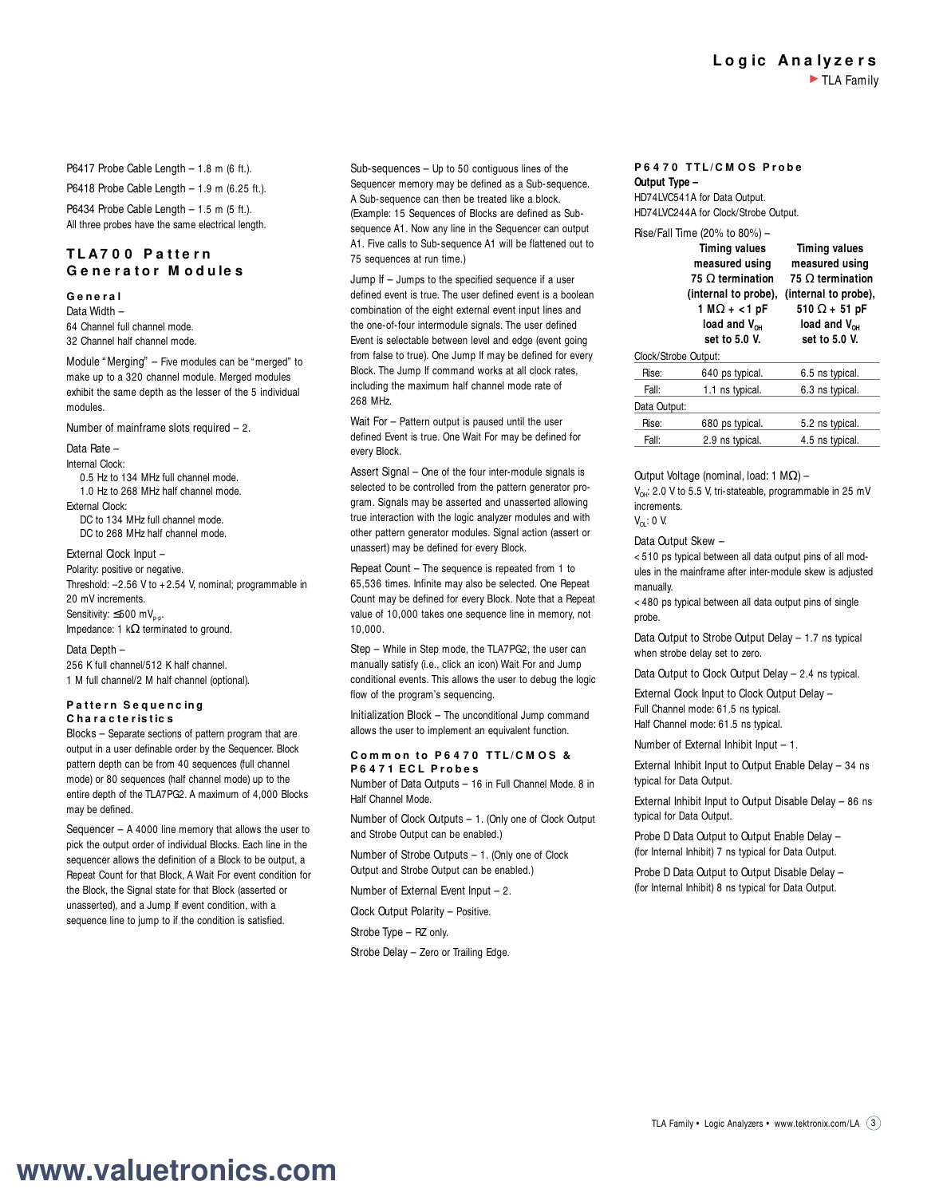P6417 Probe Cable Length – 1.8 m (6 ft.).

P6418 Probe Cable Length – 1.9 m (6.25 ft.).

P6434 Probe Cable Length – 1.5 m (5 ft.).
All three probes have the same electrical length.

## TLA700 Pattern Generator Modules

### General

Data Width –
64 Channel full channel mode.
32 Channel half channel mode.

Module "Merging" – Five modules can be "merged" to make up to a 320 channel module. Merged modules exhibit the same depth as the lesser of the 5 individual modules.

Number of mainframe slots required – 2.

Data Rate –
Internal Clock:
0.5 Hz to 134 MHz full channel mode.
1.0 Hz to 268 MHz half channel mode.
External Clock:
DC to 134 MHz full channel mode.
DC to 268 MHz half channel mode.

External Clock Input –
Polarity: positive or negative.
Threshold: –2.56 V to +2.54 V, nominal; programmable in 20 mV increments.
Sensitivity: ≤500 $mV_{p-p}$.
Impedance: 1 kΩ terminated to ground.

Data Depth –
256 K full channel/512 K half channel.
1 M full channel/2 M half channel (optional).

### Pattern Sequencing Characteristics

Blocks – Separate sections of pattern program that are output in a user definable order by the Sequencer. Block pattern depth can be from 40 sequences (full channel mode) or 80 sequences (half channel mode) up to the entire depth of the TLA7PG2. A maximum of 4,000 Blocks may be defined.

Sequencer – A 4000 line memory that allows the user to pick the output order of individual Blocks. Each line in the sequencer allows the definition of a Block to be output, a Repeat Count for that Block, A Wait For event condition for the Block, the Signal state for that Block (asserted or unasserted), and a Jump If event condition, with a sequence line to jump to if the condition is satisfied.

Sub-sequences – Up to 50 contiguous lines of the Sequencer memory may be defined as a Sub-sequence. A Sub-sequence can then be treated like a block. (Example: 15 Sequences of Blocks are defined as Sub-sequence A1. Now any line in the Sequencer can output A1. Five calls to Sub-sequence A1 will be flattened out to 75 sequences at run time.)

Jump If – Jumps to the specified sequence if a user defined event is true. The user defined event is a boolean combination of the eight external event input lines and the one-of-four intermodule signals. The user defined Event is selectable between level and edge (event going from false to true). One Jump If may be defined for every Block. The Jump If command works at all clock rates, including the maximum half channel mode rate of 268 MHz.

Wait For – Pattern output is paused until the user defined Event is true. One Wait For may be defined for every Block.

Assert Signal – One of the four inter-module signals is selected to be controlled from the pattern generator program. Signals may be asserted and unasserted allowing true interaction with the logic analyzer modules and with other pattern generator modules. Signal action (assert or unassert) may be defined for every Block.

Repeat Count – The sequence is repeated from 1 to 65,536 times. Infinite may also be selected. One Repeat Count may be defined for every Block. Note that a Repeat value of 10,000 takes one sequence line in memory, not 10,000.

Step – While in Step mode, the TLA7PG2, the user can manually satisfy (i.e., click an icon) Wait For and Jump conditional events. This allows the user to debug the logic flow of the program's sequencing.

Initialization Block – The unconditional Jump command allows the user to implement an equivalent function.

### Common to P6470 TTL/CMOS & P6471 ECL Probes

Number of Data Outputs – 16 in Full Channel Mode. 8 in Half Channel Mode.

Number of Clock Outputs – 1. (Only one of Clock Output and Strobe Output can be enabled.)

Number of Strobe Outputs – 1. (Only one of Clock Output and Strobe Output can be enabled.)

Number of External Event Input – 2.

Clock Output Polarity – Positive.

Strobe Type – RZ only.

Strobe Delay – Zero or Trailing Edge.

### P6470 TTL/CMOS Probe

**Output Type –**
HD74LVC541A for Data Output.
HD74LVC244A for Clock/Strobe Output.

Rise/Fall Time (20% to 80%) –

| | Timing values measured using 75 Ω termination (internal to probe), 1 MΩ + <1 pF load and $V_{OH}$ set to 5.0 V. | Timing values measured using 75 Ω termination (internal to probe), 510 Ω + 51 pF load and $V_{OH}$ set to 5.0 V. |
|---|---|---|
| Clock/Strobe Output: | | |
| Rise: | 640 ps typical. | 6.5 ns typical. |
| Fall: | 1.1 ns typical. | 6.3 ns typical. |
| Data Output: | | |
| Rise: | 680 ps typical. | 5.2 ns typical. |
| Fall: | 2.9 ns typical. | 4.5 ns typical. |

Output Voltage (nominal, load: 1 MΩ) –
$V_{OH}$: 2.0 V to 5.5 V, tri-stateable, programmable in 25 mV increments.
$V_{OL}$: 0 V.

Data Output Skew –
<510 ps typical between all data output pins of all modules in the mainframe after inter-module skew is adjusted manually.
<480 ps typical between all data output pins of single probe.

Data Output to Strobe Output Delay – 1.7 ns typical when strobe delay set to zero.

Data Output to Clock Output Delay – 2.4 ns typical.

External Clock Input to Clock Output Delay –
Full Channel mode: 61.5 ns typical.
Half Channel mode: 61.5 ns typical.

Number of External Inhibit Input – 1.

External Inhibit Input to Output Enable Delay – 34 ns typical for Data Output.

External Inhibit Input to Output Disable Delay – 86 ns typical for Data Output.

Probe D Data Output to Output Enable Delay –
(for Internal Inhibit) 7 ns typical for Data Output.

Probe D Data Output to Output Disable Delay –
(for Internal Inhibit) 8 ns typical for Data Output.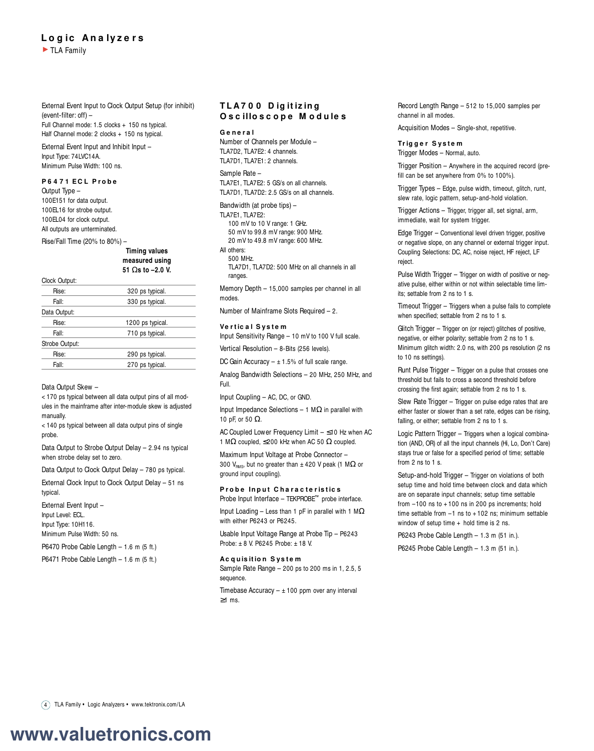External Event Input to Clock Output Setup (for inhibit) (event-filter: off) –
Full Channel mode: 1.5 clocks + 150 ns typical.
Half Channel mode: 2 clocks + 150 ns typical.

External Event Input and Inhibit Input –
Input Type: 74LVC14A.
Minimum Pulse Width: 100 ns.

### P6471 ECL Probe

Output Type –
100E151 for data output.
100EL16 for strobe output.
100EL04 for clock output.
All outputs are unterminated.

Rise/Fall Time (20% to 80%) –

| | Timing values measured using 51 Ωs to –2.0 V. |
|---|---|
| **Clock Output:** | |
| Rise: | 320 ps typical. |
| Fall: | 330 ps typical. |
| **Data Output:** | |
| Rise: | 1200 ps typical. |
| Fall: | 710 ps typical. |
| **Strobe Output:** | |
| Rise: | 290 ps typical. |
| Fall: | 270 ps typical. |

Data Output Skew –
< 170 ps typical between all data output pins of all modules in the mainframe after inter-module skew is adjusted manually.
< 140 ps typical between all data output pins of single probe.

Data Output to Strobe Output Delay – 2.94 ns typical when strobe delay set to zero.

Data Output to Clock Output Delay – 780 ps typical.

External Clock Input to Clock Output Delay – 51 ns typical.

External Event Input –
Input Level: ECL.
Input Type: 10H116.
Minimum Pulse Width: 50 ns.

P6470 Probe Cable Length – 1.6 m (5 ft.)

P6471 Probe Cable Length – 1.6 m (5 ft.)

## TLA700 Digitizing Oscilloscope Modules

### General

Number of Channels per Module –
TLA7D2, TLA7E2: 4 channels.
TLA7D1, TLA7E1: 2 channels.

Sample Rate –
TLA7E1, TLA7E2: 5 GS/s on all channels.
TLA7D1, TLA7D2: 2.5 GS/s on all channels.

Bandwidth (at probe tips) –
TLA7E1, TLA7E2:
100 mV to 10 V range: 1 GHz.
50 mV to 99.8 mV range: 900 MHz.
20 mV to 49.8 mV range: 600 MHz.
All others:
500 MHz.
TLA7D1, TLA7D2: 500 MHz on all channels in all ranges.

Memory Depth – 15,000 samples per channel in all modes.

Number of Mainframe Slots Required – 2.

### Vertical System

Input Sensitivity Range – 10 mV to 100 V full scale.

Vertical Resolution – 8-Bits (256 levels).

DC Gain Accuracy – ± 1.5% of full scale range.

Analog Bandwidth Selections – 20 MHz, 250 MHz, and Full.

Input Coupling – AC, DC, or GND.

Input Impedance Selections – 1 MΩ in parallel with 10 pF, or 50 Ω.

AC Coupled Lower Frequency Limit – ≤10 Hz when AC 1 MΩ coupled, ≤200 kHz when AC 50 Ω coupled.

Maximum Input Voltage at Probe Connector – 300 $V_{RMS}$, but no greater than ± 420 V peak (1 MΩ or ground input coupling).

### Probe Input Characteristics

Probe Input Interface – TEKPROBE™ probe interface.

Input Loading – Less than 1 pF in parallel with 1 MΩ with either P6243 or P6245.

Usable Input Voltage Range at Probe Tip – P6243 Probe: ± 8 V. P6245 Probe: ± 18 V.

### Acquisition System

Sample Rate Range – 200 ps to 200 ms in 1, 2.5, 5 sequence.

Timebase Accuracy – ± 100 ppm over any interval ≥1 ms.

Record Length Range – 512 to 15,000 samples per channel in all modes.

Acquisition Modes – Single-shot, repetitive.

### Trigger System

Trigger Modes – Normal, auto.

Trigger Position – Anywhere in the acquired record (pre-fill can be set anywhere from 0% to 100%).

Trigger Types – Edge, pulse width, timeout, glitch, runt, slew rate, logic pattern, setup-and-hold violation.

Trigger Actions – Trigger, trigger all, set signal, arm, immediate, wait for system trigger.

Edge Trigger – Conventional level driven trigger, positive or negative slope, on any channel or external trigger input. Coupling Selections: DC, AC, noise reject, HF reject, LF reject.

Pulse Width Trigger – Trigger on width of positive or negative pulse, either within or not within selectable time limits; settable from 2 ns to 1 s.

Timeout Trigger – Triggers when a pulse fails to complete when specified; settable from 2 ns to 1 s.

Glitch Trigger – Trigger on (or reject) glitches of positive, negative, or either polarity; settable from 2 ns to 1 s. Minimum glitch width: 2.0 ns, with 200 ps resolution (2 ns to 10 ns settings).

Runt Pulse Trigger – Trigger on a pulse that crosses one threshold but fails to cross a second threshold before crossing the first again; settable from 2 ns to 1 s.

Slew Rate Trigger – Trigger on pulse edge rates that are either faster or slower than a set rate, edges can be rising, falling, or either; settable from 2 ns to 1 s.

Logic Pattern Trigger – Triggers when a logical combination (AND, OR) of all the input channels (Hi, Lo, Don't Care) stays true or false for a specified period of time; settable from 2 ns to 1 s.

Setup-and-hold Trigger – Trigger on violations of both setup time and hold time between clock and data which are on separate input channels; setup time settable from –100 ns to +100 ns in 200 ps increments; hold time settable from –1 ns to +102 ns; minimum settable window of setup time + hold time is 2 ns.

P6243 Probe Cable Length – 1.3 m (51 in.).

P6245 Probe Cable Length – 1.3 m (51 in.).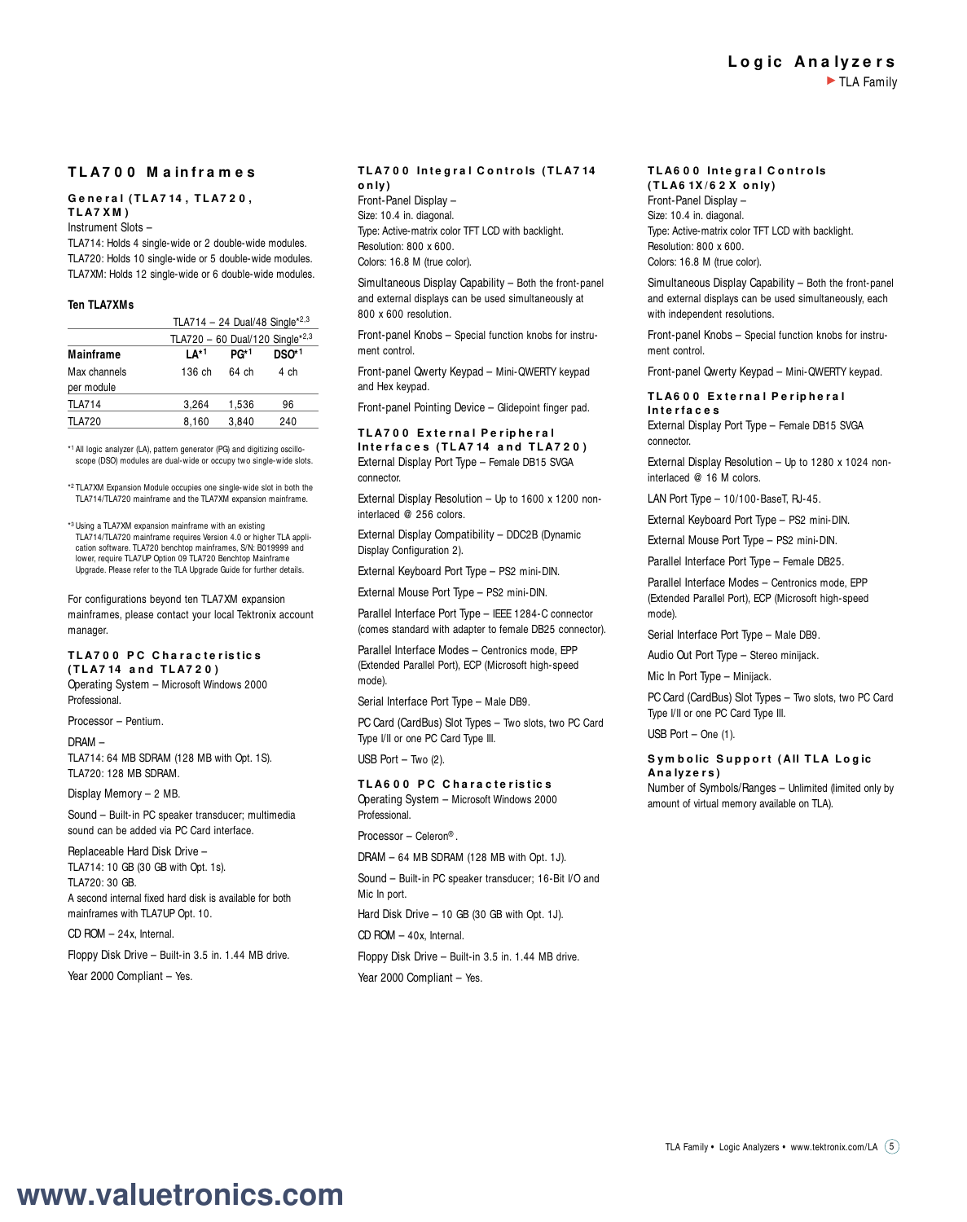## TLA700 Mainframes

### General (TLA714, TLA720, TLA7XM)

Instrument Slots –
TLA714: Holds 4 single-wide or 2 double-wide modules.
TLA720: Holds 10 single-wide or 5 double-wide modules.
TLA7XM: Holds 12 single-wide or 6 double-wide modules.

**Ten TLA7XMs**

| | TLA714 – 24 Dual/48 Single*[2,3] | | |
|---|---|---|---|
| | TLA720 – 60 Dual/120 Single*[2,3] | | |
| **Mainframe** | **LA*[1]** | **PG*[1]** | **DSO*[1]** |
| Max channels per module | 136 ch | 64 ch | 4 ch |
| TLA714 | 3,264 | 1,536 | 96 |
| TLA720 | 8,160 | 3,840 | 240 |

*[1] All logic analyzer (LA), pattern generator (PG) and digitizing oscilloscope (DSO) modules are dual-wide or occupy two single-wide slots.

*[2] TLA7XM Expansion Module occupies one single-wide slot in both the TLA714/TLA720 mainframe and the TLA7XM expansion mainframe.

*[3] Using a TLA7XM expansion mainframe with an existing TLA714/TLA720 mainframe requires Version 4.0 or higher TLA application software. TLA720 benchtop mainframes, S/N: B019999 and lower, require TLA7UP Option 09 TLA720 Benchtop Mainframe Upgrade. Please refer to the TLA Upgrade Guide for further details.

For configurations beyond ten TLA7XM expansion mainframes, please contact your local Tektronix account manager.

### TLA700 PC Characteristics (TLA714 and TLA720)

Operating System – Microsoft Windows 2000 Professional.

Processor – Pentium.

DRAM –
TLA714: 64 MB SDRAM (128 MB with Opt. 1S).
TLA720: 128 MB SDRAM.

Display Memory – 2 MB.

Sound – Built-in PC speaker transducer; multimedia sound can be added via PC Card interface.

Replaceable Hard Disk Drive –
TLA714: 10 GB (30 GB with Opt. 1s).
TLA720: 30 GB.
A second internal fixed hard disk is available for both mainframes with TLA7UP Opt. 10.

CD ROM – 24x, Internal.

Floppy Disk Drive – Built-in 3.5 in. 1.44 MB drive.

Year 2000 Compliant – Yes.

### TLA700 Integral Controls (TLA714 only)

Front-Panel Display –
Size: 10.4 in. diagonal.
Type: Active-matrix color TFT LCD with backlight.
Resolution: 800 x 600.
Colors: 16.8 M (true color).

Simultaneous Display Capability – Both the front-panel and external displays can be used simultaneously at 800 x 600 resolution.

Front-panel Knobs – Special function knobs for instrument control.

Front-panel Qwerty Keypad – Mini-QWERTY keypad and Hex keypad.

Front-panel Pointing Device – Glidepoint finger pad.

### TLA700 External Peripheral Interfaces (TLA714 and TLA720)

External Display Port Type – Female DB15 SVGA connector.

External Display Resolution – Up to 1600 x 1200 non-interlaced @ 256 colors.

External Display Compatibility – DDC2B (Dynamic Display Configuration 2).

External Keyboard Port Type – PS2 mini-DIN.

External Mouse Port Type – PS2 mini-DIN.

Parallel Interface Port Type – IEEE 1284-C connector (comes standard with adapter to female DB25 connector).

Parallel Interface Modes – Centronics mode, EPP (Extended Parallel Port), ECP (Microsoft high-speed mode).

Serial Interface Port Type – Male DB9.

PC Card (CardBus) Slot Types – Two slots, two PC Card Type I/II or one PC Card Type III.

USB Port – Two (2).

### TLA600 PC Characteristics

Operating System – Microsoft Windows 2000 Professional.

Processor – Celeron®.

DRAM – 64 MB SDRAM (128 MB with Opt. 1J).

Sound – Built-in PC speaker transducer; 16-Bit I/O and Mic In port.

Hard Disk Drive – 10 GB (30 GB with Opt. 1J).

CD ROM – 40x, Internal.

Floppy Disk Drive – Built-in 3.5 in. 1.44 MB drive.

Year 2000 Compliant – Yes.

### TLA600 Integral Controls (TLA61X/62X only)

Front-Panel Display –
Size: 10.4 in. diagonal.
Type: Active-matrix color TFT LCD with backlight.
Resolution: 800 x 600.
Colors: 16.8 M (true color).

Simultaneous Display Capability – Both the front-panel and external displays can be used simultaneously, each with independent resolutions.

Front-panel Knobs – Special function knobs for instrument control.

Front-panel Qwerty Keypad – Mini-QWERTY keypad.

### TLA600 External Peripheral Interfaces

External Display Port Type – Female DB15 SVGA connector.

External Display Resolution – Up to 1280 x 1024 non-interlaced @ 16 M colors.

LAN Port Type – 10/100-BaseT, RJ-45.

External Keyboard Port Type – PS2 mini-DIN.

External Mouse Port Type – PS2 mini-DIN.

Parallel Interface Port Type – Female DB25.

Parallel Interface Modes – Centronics mode, EPP (Extended Parallel Port), ECP (Microsoft high-speed mode).

Serial Interface Port Type – Male DB9.

Audio Out Port Type – Stereo minijack.

Mic In Port Type – Minijack.

PC Card (CardBus) Slot Types – Two slots, two PC Card Type I/II or one PC Card Type III.

USB Port – One (1).

### Symbolic Support (All TLA Logic Analyzers)

Number of Symbols/Ranges – Unlimited (limited only by amount of virtual memory available on TLA).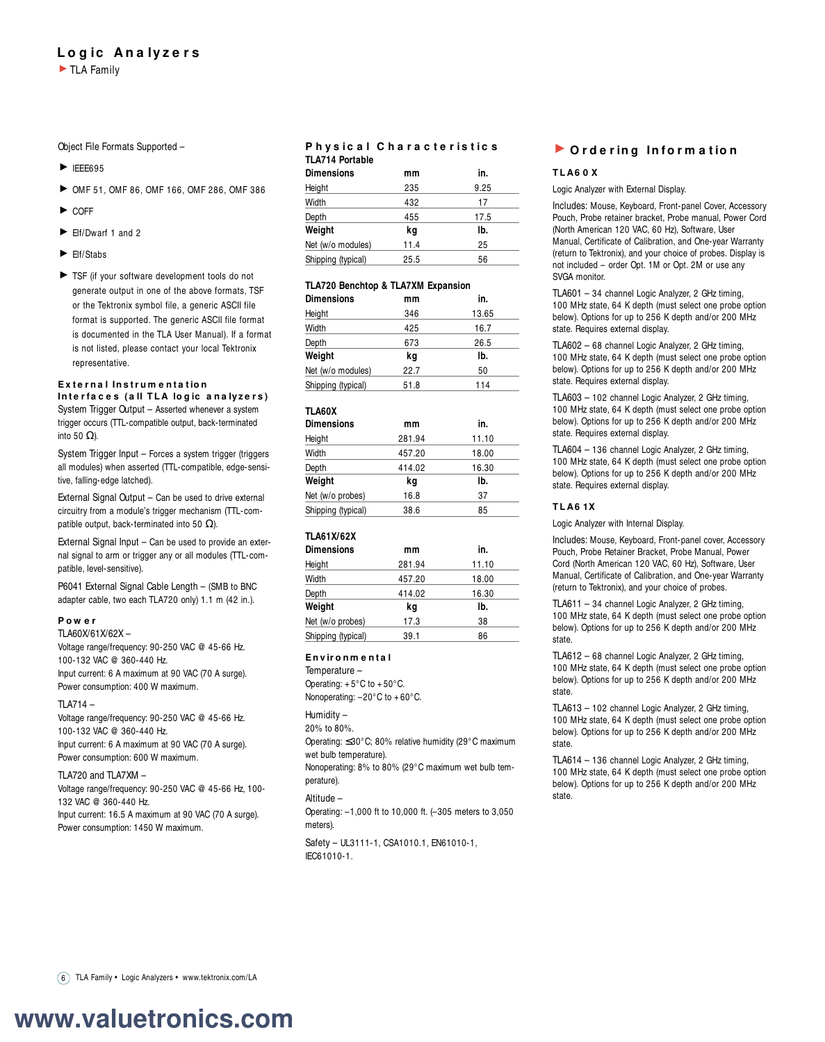# Logic Analyzers

TLA Family

Object File Formats Supported –

- IEEE695
- OMF 51, OMF 86, OMF 166, OMF 286, OMF 386
- COFF
- Elf/Dwarf 1 and 2
- Elf/Stabs
- TSF (if your software development tools do not generate output in one of the above formats, TSF or the Tektronix symbol file, a generic ASCII file format is supported. The generic ASCII file format is documented in the TLA User Manual). If a format is not listed, please contact your local Tektronix representative.

### External Instrumentation Interfaces (all TLA logic analyzers)

System Trigger Output – Asserted whenever a system trigger occurs (TTL-compatible output, back-terminated into 50 Ω).

System Trigger Input – Forces a system trigger (triggers all modules) when asserted (TTL-compatible, edge-sensitive, falling-edge latched).

External Signal Output – Can be used to drive external circuitry from a module's trigger mechanism (TTL-compatible output, back-terminated into 50 Ω).

External Signal Input – Can be used to provide an external signal to arm or trigger any or all modules (TTL-compatible, level-sensitive).

P6041 External Signal Cable Length – (SMB to BNC adapter cable, two each TLA720 only) 1.1 m (42 in.).

### Power

TLA60X/61X/62X –
Voltage range/frequency: 90-250 VAC @ 45-66 Hz.
100-132 VAC @ 360-440 Hz.
Input current: 6 A maximum at 90 VAC (70 A surge).
Power consumption: 400 W maximum.

TLA714 –
Voltage range/frequency: 90-250 VAC @ 45-66 Hz.
100-132 VAC @ 360-440 Hz.
Input current: 6 A maximum at 90 VAC (70 A surge).
Power consumption: 600 W maximum.

TLA720 and TLA7XM –
Voltage range/frequency: 90-250 VAC @ 45-66 Hz, 100-132 VAC @ 360-440 Hz.
Input current: 16.5 A maximum at 90 VAC (70 A surge).
Power consumption: 1450 W maximum.

### Physical Characteristics

**TLA714 Portable**

| Dimensions | mm | in. |
|---|---|---|
| Height | 235 | 9.25 |
| Width | 432 | 17 |
| Depth | 455 | 17.5 |
| **Weight** | **kg** | **lb.** |
| Net (w/o modules) | 11.4 | 25 |
| Shipping (typical) | 25.5 | 56 |

**TLA720 Benchtop & TLA7XM Expansion**

| Dimensions | mm | in. |
|---|---|---|
| Height | 346 | 13.65 |
| Width | 425 | 16.7 |
| Depth | 673 | 26.5 |
| **Weight** | **kg** | **lb.** |
| Net (w/o modules) | 22.7 | 50 |
| Shipping (typical) | 51.8 | 114 |

**TLA60X**

| Dimensions | mm | in. |
|---|---|---|
| Height | 281.94 | 11.10 |
| Width | 457.20 | 18.00 |
| Depth | 414.02 | 16.30 |
| **Weight** | **kg** | **lb.** |
| Net (w/o probes) | 16.8 | 37 |
| Shipping (typical) | 38.6 | 85 |

**TLA61X/62X**

| Dimensions | mm | in. |
|---|---|---|
| Height | 281.94 | 11.10 |
| Width | 457.20 | 18.00 |
| Depth | 414.02 | 16.30 |
| **Weight** | **kg** | **lb.** |
| Net (w/o probes) | 17.3 | 38 |
| Shipping (typical) | 39.1 | 86 |

### Environmental

Temperature –
Operating: +5°C to +50°C.
Nonoperating: –20°C to +60°C.

Humidity –
20% to 80%.
Operating: ≤30°C; 80% relative humidity (29°C maximum wet bulb temperature).
Nonoperating: 8% to 80% (29°C maximum wet bulb temperature).

Altitude –
Operating: –1,000 ft to 10,000 ft. (–305 meters to 3,050 meters).

Safety – UL3111-1, CSA1010.1, EN61010-1, IEC61010-1.

## Ordering Information

### TLA60X

Logic Analyzer with External Display.

Includes: Mouse, Keyboard, Front-panel Cover, Accessory Pouch, Probe retainer bracket, Probe manual, Power Cord (North American 120 VAC, 60 Hz), Software, User Manual, Certificate of Calibration, and One-year Warranty (return to Tektronix), and your choice of probes. Display is not included – order Opt. 1M or Opt. 2M or use any SVGA monitor.

TLA601 – 34 channel Logic Analyzer, 2 GHz timing, 100 MHz state, 64 K depth (must select one probe option below). Options for up to 256 K depth and/or 200 MHz state. Requires external display.

TLA602 – 68 channel Logic Analyzer, 2 GHz timing, 100 MHz state, 64 K depth (must select one probe option below). Options for up to 256 K depth and/or 200 MHz state. Requires external display.

TLA603 – 102 channel Logic Analyzer, 2 GHz timing, 100 MHz state, 64 K depth (must select one probe option below). Options for up to 256 K depth and/or 200 MHz state. Requires external display.

TLA604 – 136 channel Logic Analyzer, 2 GHz timing, 100 MHz state, 64 K depth (must select one probe option below). Options for up to 256 K depth and/or 200 MHz state. Requires external display.

### TLA61X

Logic Analyzer with Internal Display.

Includes: Mouse, Keyboard, Front-panel cover, Accessory Pouch, Probe Retainer Bracket, Probe Manual, Power Cord (North American 120 VAC, 60 Hz), Software, User Manual, Certificate of Calibration, and One-year Warranty (return to Tektronix), and your choice of probes.

TLA611 – 34 channel Logic Analyzer, 2 GHz timing, 100 MHz state, 64 K depth (must select one probe option below). Options for up to 256 K depth and/or 200 MHz state.

TLA612 – 68 channel Logic Analyzer, 2 GHz timing, 100 MHz state, 64 K depth (must select one probe option below). Options for up to 256 K depth and/or 200 MHz state.

TLA613 – 102 channel Logic Analyzer, 2 GHz timing, 100 MHz state, 64 K depth (must select one probe option below). Options for up to 256 K depth and/or 200 MHz state.

TLA614 – 136 channel Logic Analyzer, 2 GHz timing, 100 MHz state, 64 K depth (must select one probe option below). Options for up to 256 K depth and/or 200 MHz state.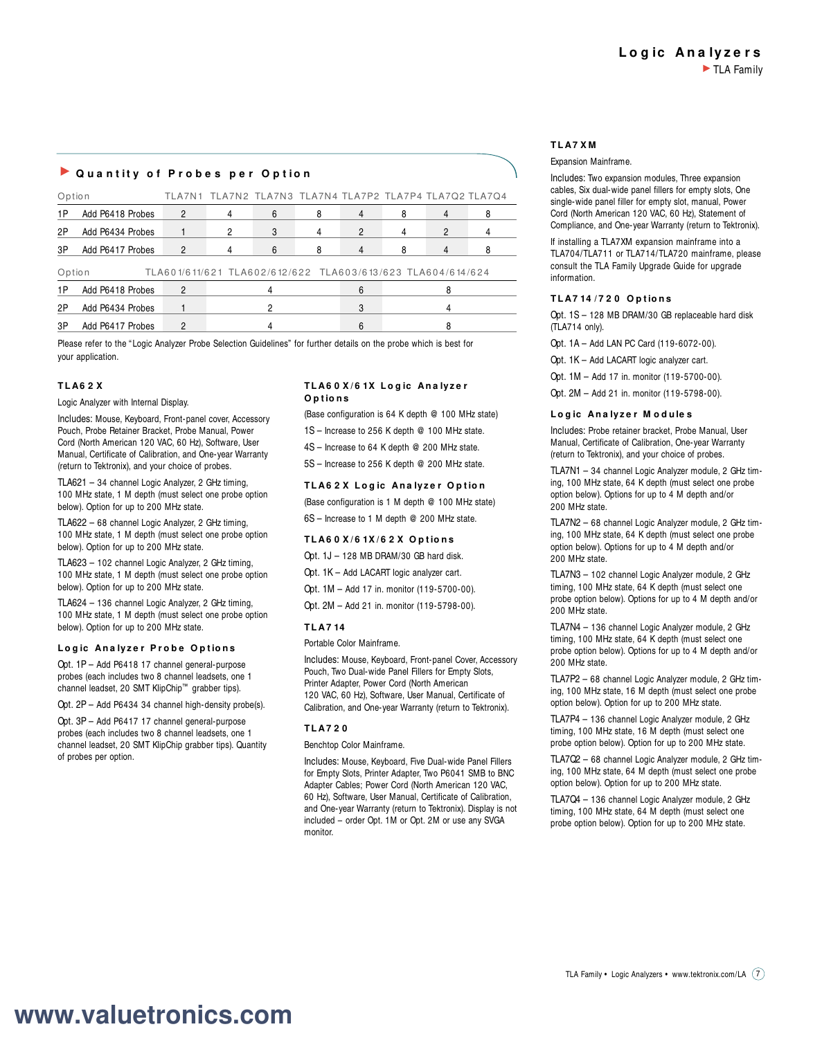## Quantity of Probes per Option

| Option | | TLA7N1 | TLA7N2 | TLA7N3 | TLA7N4 | TLA7P2 | TLA7P4 | TLA7Q2 | TLA7Q4 |
|---|---|---|---|---|---|---|---|---|---|
| 1P | Add P6418 Probes | 2 | 4 | 6 | 8 | 4 | 8 | 4 | 8 |
| 2P | Add P6434 Probes | 1 | 2 | 3 | 4 | 2 | 4 | 2 | 4 |
| 3P | Add P6417 Probes | 2 | 4 | 6 | 8 | 4 | 8 | 4 | 8 |

| Option | | TLA601/611/621 | TLA602/612/622 | TLA603/613/623 | TLA604/614/624 |
|---|---|---|---|---|---|
| 1P | Add P6418 Probes | 2 | 4 | 6 | 8 |
| 2P | Add P6434 Probes | 1 | 2 | 3 | 4 |
| 3P | Add P6417 Probes | 2 | 4 | 6 | 8 |

Please refer to the "Logic Analyzer Probe Selection Guidelines" for further details on the probe which is best for your application.

### TLA62X

Logic Analyzer with Internal Display.

Includes: Mouse, Keyboard, Front-panel cover, Accessory Pouch, Probe Retainer Bracket, Probe Manual, Power Cord (North American 120 VAC, 60 Hz), Software, User Manual, Certificate of Calibration, and One-year Warranty (return to Tektronix), and your choice of probes.

TLA621 – 34 channel Logic Analyzer, 2 GHz timing, 100 MHz state, 1 M depth (must select one probe option below). Option for up to 200 MHz state.

TLA622 – 68 channel Logic Analyzer, 2 GHz timing, 100 MHz state, 1 M depth (must select one probe option below). Option for up to 200 MHz state.

TLA623 – 102 channel Logic Analyzer, 2 GHz timing, 100 MHz state, 1 M depth (must select one probe option below). Option for up to 200 MHz state.

TLA624 – 136 channel Logic Analyzer, 2 GHz timing, 100 MHz state, 1 M depth (must select one probe option below). Option for up to 200 MHz state.

### Logic Analyzer Probe Options

Opt. 1P – Add P6418 17 channel general-purpose probes (each includes two 8 channel leadsets, one 1 channel leadset, 20 SMT KlipChip™ grabber tips).

Opt. 2P – Add P6434 34 channel high-density probe(s).

Opt. 3P – Add P6417 17 channel general-purpose probes (each includes two 8 channel leadsets, one 1 channel leadset, 20 SMT KlipChip grabber tips). Quantity of probes per option.

### TLA60X/61X Logic Analyzer Options

(Base configuration is 64 K depth @ 100 MHz state)

1S – Increase to 256 K depth @ 100 MHz state.

4S – Increase to 64 K depth @ 200 MHz state.

5S – Increase to 256 K depth @ 200 MHz state.

### TLA62X Logic Analyzer Option

(Base configuration is 1 M depth @ 100 MHz state)

6S – Increase to 1 M depth @ 200 MHz state.

### TLA60X/61X/62X Options

Opt. 1J – 128 MB DRAM/30 GB hard disk.

Opt. 1K – Add LACART logic analyzer cart.

Opt. 1M – Add 17 in. monitor (119-5700-00).

Opt. 2M – Add 21 in. monitor (119-5798-00).

### TLA714

Portable Color Mainframe.

Includes: Mouse, Keyboard, Front-panel Cover, Accessory Pouch, Two Dual-wide Panel Fillers for Empty Slots, Printer Adapter, Power Cord (North American 120 VAC, 60 Hz), Software, User Manual, Certificate of Calibration, and One-year Warranty (return to Tektronix).

### TLA720

Benchtop Color Mainframe.

Includes: Mouse, Keyboard, Five Dual-wide Panel Fillers for Empty Slots, Printer Adapter, Two P6041 SMB to BNC Adapter Cables; Power Cord (North American 120 VAC, 60 Hz), Software, User Manual, Certificate of Calibration, and One-year Warranty (return to Tektronix). Display is not included – order Opt. 1M or Opt. 2M or use any SVGA monitor.

### TLA7XM

Expansion Mainframe.

Includes: Two expansion modules, Three expansion cables, Six dual-wide panel fillers for empty slots, One single-wide panel filler for empty slot, manual, Power Cord (North American 120 VAC, 60 Hz), Statement of Compliance, and One-year Warranty (return to Tektronix).

If installing a TLA7XM expansion mainframe into a TLA704/TLA711 or TLA714/TLA720 mainframe, please consult the TLA Family Upgrade Guide for upgrade information.

### TLA714/720 Options

Opt. 1S – 128 MB DRAM/30 GB replaceable hard disk (TLA714 only).

Opt. 1A – Add LAN PC Card (119-6072-00).

Opt. 1K – Add LACART logic analyzer cart.

Opt. 1M – Add 17 in. monitor (119-5700-00).

Opt. 2M – Add 21 in. monitor (119-5798-00).

### Logic Analyzer Modules

Includes: Probe retainer bracket, Probe Manual, User Manual, Certificate of Calibration, One-year Warranty (return to Tektronix), and your choice of probes.

TLA7N1 – 34 channel Logic Analyzer module, 2 GHz timing, 100 MHz state, 64 K depth (must select one probe option below). Options for up to 4 M depth and/or 200 MHz state.

TLA7N2 – 68 channel Logic Analyzer module, 2 GHz timing, 100 MHz state, 64 K depth (must select one probe option below). Options for up to 4 M depth and/or 200 MHz state.

TLA7N3 – 102 channel Logic Analyzer module, 2 GHz timing, 100 MHz state, 64 K depth (must select one probe option below). Options for up to 4 M depth and/or 200 MHz state.

TLA7N4 – 136 channel Logic Analyzer module, 2 GHz timing, 100 MHz state, 64 K depth (must select one probe option below). Options for up to 4 M depth and/or 200 MHz state.

TLA7P2 – 68 channel Logic Analyzer module, 2 GHz timing, 100 MHz state, 16 M depth (must select one probe option below). Option for up to 200 MHz state.

TLA7P4 – 136 channel Logic Analyzer module, 2 GHz timing, 100 MHz state, 16 M depth (must select one probe option below). Option for up to 200 MHz state.

TLA7Q2 – 68 channel Logic Analyzer module, 2 GHz timing, 100 MHz state, 64 M depth (must select one probe option below). Option for up to 200 MHz state.

TLA7Q4 – 136 channel Logic Analyzer module, 2 GHz timing, 100 MHz state, 64 M depth (must select one probe option below). Option for up to 200 MHz state.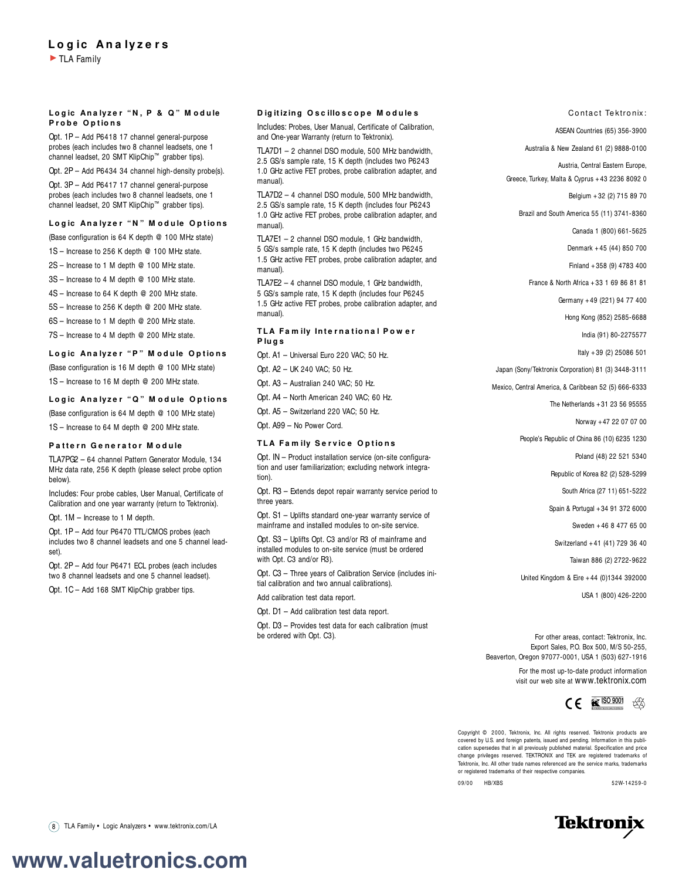## Logic Analyzer "N, P & Q" Module Probe Options

Opt. 1P – Add P6418 17 channel general-purpose probes (each includes two 8 channel leadsets, one 1 channel leadset, 20 SMT KlipChip™ grabber tips).

Opt. 2P – Add P6434 34 channel high-density probe(s).

Opt. 3P – Add P6417 17 channel general-purpose probes (each includes two 8 channel leadsets, one 1 channel leadset, 20 SMT KlipChip™ grabber tips).

## Logic Analyzer "N" Module Options

(Base configuration is 64 K depth @ 100 MHz state)

1S – Increase to 256 K depth @ 100 MHz state.

2S – Increase to 1 M depth @ 100 MHz state.

3S – Increase to 4 M depth @ 100 MHz state.

4S – Increase to 64 K depth @ 200 MHz state.

5S – Increase to 256 K depth @ 200 MHz state.

6S – Increase to 1 M depth @ 200 MHz state.

7S – Increase to 4 M depth @ 200 MHz state.

## Logic Analyzer "P" Module Options

(Base configuration is 16 M depth @ 100 MHz state)

1S – Increase to 16 M depth @ 200 MHz state.

## Logic Analyzer "Q" Module Options

(Base configuration is 64 M depth @ 100 MHz state)

1S – Increase to 64 M depth @ 200 MHz state.

## Pattern Generator Module

TLA7PG2 – 64 channel Pattern Generator Module, 134 MHz data rate, 256 K depth (please select probe option below).

Includes: Four probe cables, User Manual, Certificate of Calibration and one year warranty (return to Tektronix).

Opt. 1M – Increase to 1 M depth.

Opt. 1P – Add four P6470 TTL/CMOS probes (each includes two 8 channel leadsets and one 5 channel leadset).

Opt. 2P – Add four P6471 ECL probes (each includes two 8 channel leadsets and one 5 channel leadset).

Opt. 1C – Add 168 SMT KlipChip grabber tips.

## Digitizing Oscilloscope Modules

Includes: Probes, User Manual, Certificate of Calibration, and One-year Warranty (return to Tektronix).

TLA7D1 – 2 channel DSO module, 500 MHz bandwidth, 2.5 GS/s sample rate, 15 K depth (includes two P6243 1.0 GHz active FET probes, probe calibration adapter, and manual).

TLA7D2 – 4 channel DSO module, 500 MHz bandwidth, 2.5 GS/s sample rate, 15 K depth (includes four P6243 1.0 GHz active FET probes, probe calibration adapter, and manual).

TLA7E1 – 2 channel DSO module, 1 GHz bandwidth, 5 GS/s sample rate, 15 K depth (includes two P6245 1.5 GHz active FET probes, probe calibration adapter, and manual).

TLA7E2 – 4 channel DSO module, 1 GHz bandwidth, 5 GS/s sample rate, 15 K depth (includes four P6245 1.5 GHz active FET probes, probe calibration adapter, and manual).

## TLA Family International Power Plugs

Opt. A1 – Universal Euro 220 VAC; 50 Hz.

Opt. A2 – UK 240 VAC; 50 Hz.

Opt. A3 – Australian 240 VAC; 50 Hz.

Opt. A4 – North American 240 VAC; 60 Hz.

Opt. A5 – Switzerland 220 VAC; 50 Hz.

Opt. A99 – No Power Cord.

## TLA Family Service Options

Opt. IN – Product installation service (on-site configuration and user familiarization; excluding network integration).

Opt. R3 – Extends depot repair warranty service period to three years.

Opt. S1 – Uplifts standard one-year warranty service of mainframe and installed modules to on-site service.

Opt. S3 – Uplifts Opt. C3 and/or R3 of mainframe and installed modules to on-site service (must be ordered with Opt. C3 and/or R3).

Opt. C3 – Three years of Calibration Service (includes initial calibration and two annual calibrations).

Add calibration test data report.

Opt. D1 – Add calibration test data report.

Opt. D3 – Provides test data for each calibration (must be ordered with Opt. C3).

## Contact Tektronix:

ASEAN Countries (65) 356-3900

Australia & New Zealand 61 (2) 9888-0100

Austria, Central Eastern Europe, Greece, Turkey, Malta & Cyprus +43 2236 8092 0

Belgium +32 (2) 715 89 70

Brazil and South America 55 (11) 3741-8360

Canada 1 (800) 661-5625

Denmark +45 (44) 850 700

Finland +358 (9) 4783 400

France & North Africa +33 1 69 86 81 81

Germany +49 (221) 94 77 400

Hong Kong (852) 2585-6688

India (91) 80-2275577

Italy +39 (2) 25086 501

Japan (Sony/Tektronix Corporation) 81 (3) 3448-3111

Mexico, Central America, & Caribbean 52 (5) 666-6333

The Netherlands +31 23 56 95555

Norway +47 22 07 07 00

People's Republic of China 86 (10) 6235 1230

Poland (48) 22 521 5340

Republic of Korea 82 (2) 528-5299

South Africa (27 11) 651-5222

Spain & Portugal +34 91 372 6000

Sweden +46 8 477 65 00

Switzerland +41 (41) 729 36 40

Taiwan 886 (2) 2722-9622

United Kingdom & Eire +44 (0)1344 392000

USA 1 (800) 426-2200

For other areas, contact: Tektronix, Inc. Export Sales, P.O. Box 500, M/S 50-255, Beaverton, Oregon 97077-0001, USA 1 (503) 627-1916

For the most up-to-date product information visit our web site at www.tektronix.com

Copyright © 2000, Tektronix, Inc. All rights reserved. Tektronix products are covered by U.S. and foreign patents, issued and pending. Information in this publication supersedes that in all previously published material. Specification and price change privileges reserved. TEKTRONIX and TEK are registered trademarks of Tektronix, Inc. All other trade names referenced are the service marks, trademarks or registered trademarks of their respective companies.

09/00 HB/XBS 52W-14259-0

Tektronix

www.valuetronics.com